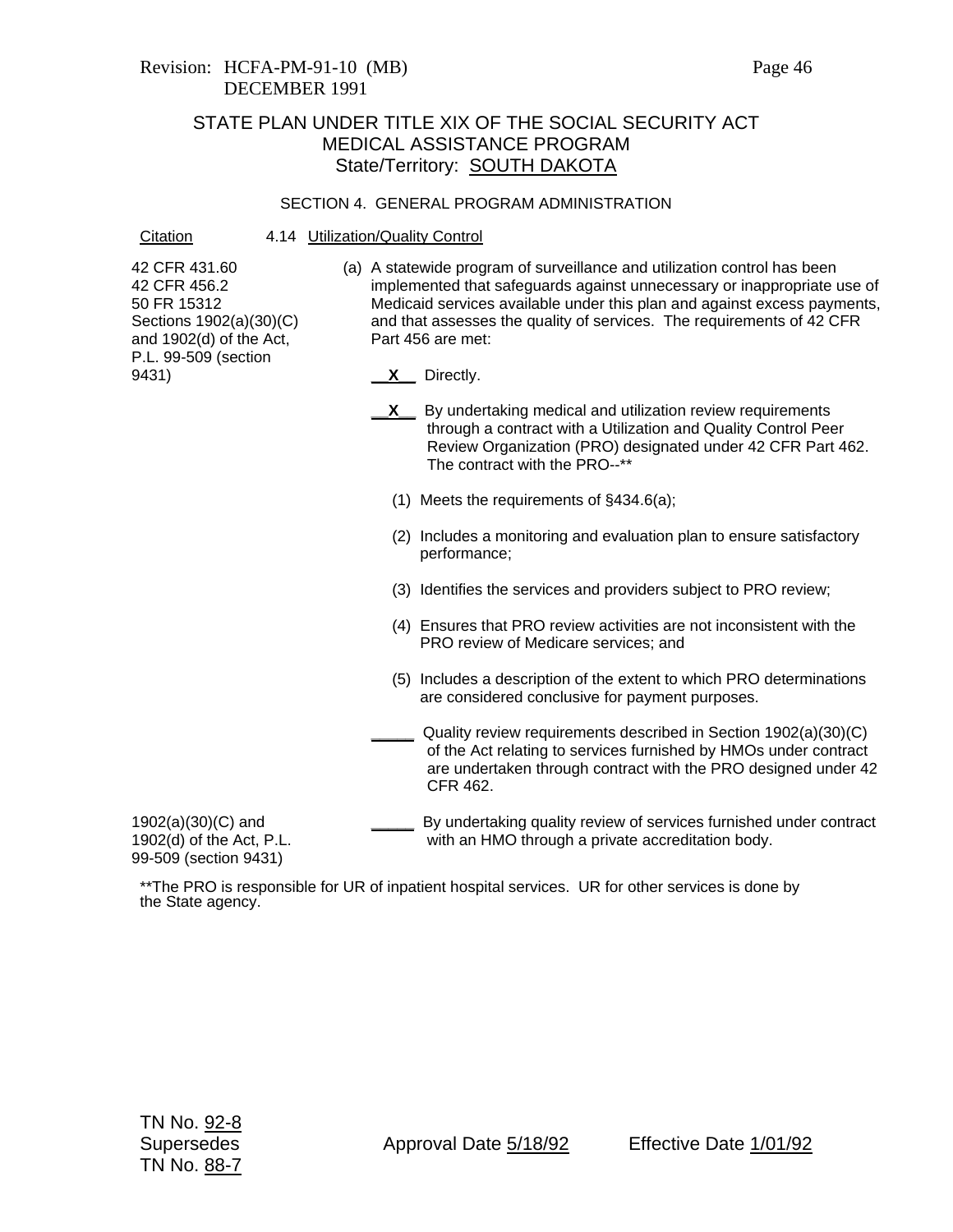Revision: HCFA-PM-91-10 (MB)
DECEMBER 1991

# STATE PLAN UNDER TITLE XIX OF THE SOCIAL SECURITY ACT
## MEDICAL ASSISTANCE PROGRAM
### State/Territory: SOUTH DAKOTA

#### SECTION 4. GENERAL PROGRAM ADMINISTRATION

| Citation | 4.14 Utilization/Quality Control |
|---|---|
| 42 CFR 431.60<br>42 CFR 456.2<br>50 FR 15312<br>Sections 1902(a)(30)(C) and 1902(d) of the Act, P.L. 99-509 (section 9431) | (a) A statewide program of surveillance and utilization control has been implemented that safeguards against unnecessary or inappropriate use of Medicaid services available under this plan and against excess payments, and that assesses the quality of services. The requirements of 42 CFR Part 456 are met:<br><br>__X__ Directly.<br><br>__X__ By undertaking medical and utilization review requirements through a contract with a Utilization and Quality Control Peer Review Organization (PRO) designated under 42 CFR Part 462. The contract with the PRO--**<br><br>(1) Meets the requirements of §434.6(a);<br><br>(2) Includes a monitoring and evaluation plan to ensure satisfactory performance;<br><br>(3) Identifies the services and providers subject to PRO review;<br><br>(4) Ensures that PRO review activities are not inconsistent with the PRO review of Medicare services; and<br><br>(5) Includes a description of the extent to which PRO determinations are considered conclusive for payment purposes.<br><br>_____ Quality review requirements described in Section 1902(a)(30)(C) of the Act relating to services furnished by HMOs under contract are undertaken through contract with the PRO designed under 42 CFR 462. |
| 1902(a)(30)(C) and 1902(d) of the Act, P.L. 99-509 (section 9431) | _____ By undertaking quality review of services furnished under contract with an HMO through a private accreditation body. |

**The PRO is responsible for UR of inpatient hospital services. UR for other services is done by the State agency.

TN No. 92-8
Supersedes
TN No. 88-7

Approval Date 5/18/92    Effective Date 1/01/92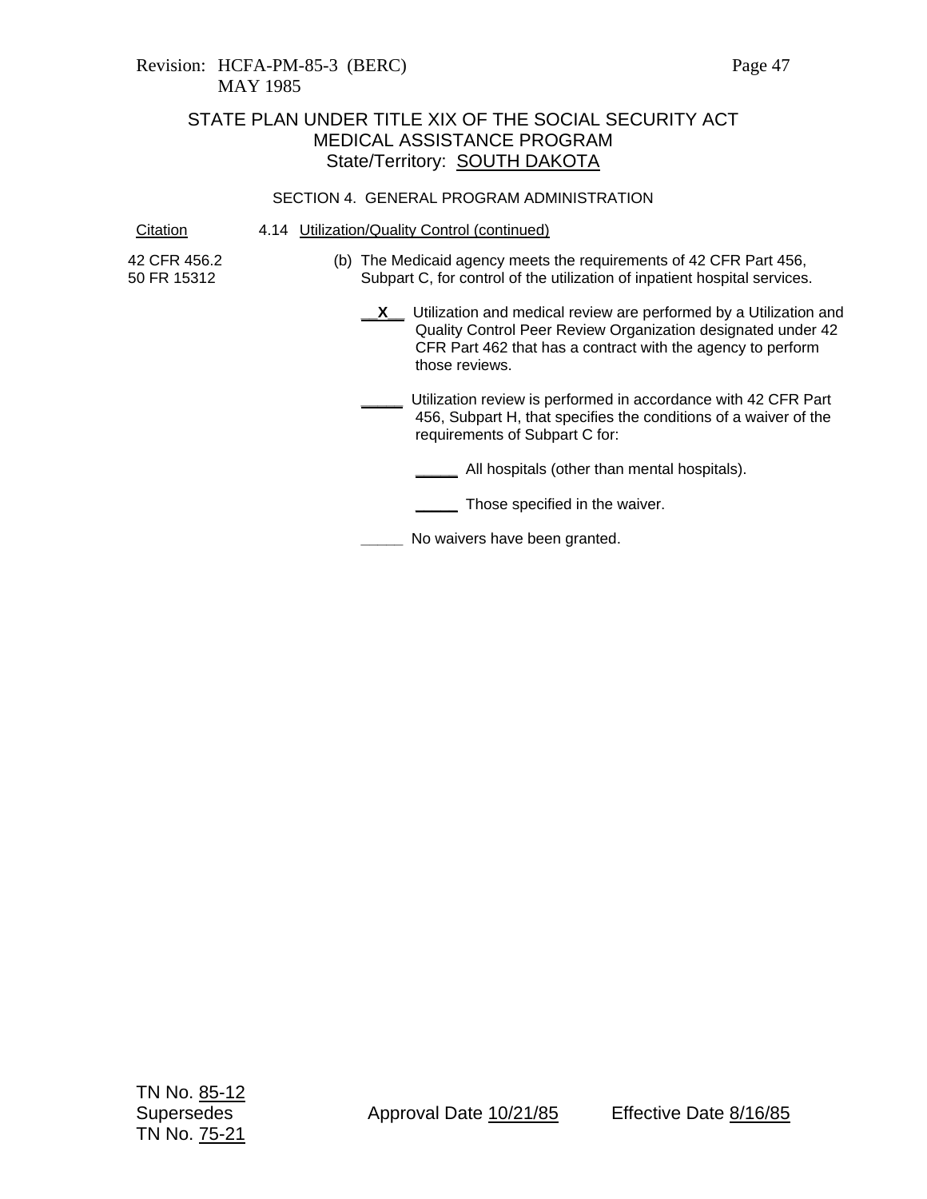Revision: HCFA-PM-85-3 (BERC)
MAY 1985

STATE PLAN UNDER TITLE XIX OF THE SOCIAL SECURITY ACT
MEDICAL ASSISTANCE PROGRAM
State/Territory: SOUTH DAKOTA

SECTION 4. GENERAL PROGRAM ADMINISTRATION

Citation — 4.14 Utilization/Quality Control (continued)

42 CFR 456.2
50 FR 15312

(b) The Medicaid agency meets the requirements of 42 CFR Part 456, Subpart C, for control of the utilization of inpatient hospital services.

__X__ Utilization and medical review are performed by a Utilization and Quality Control Peer Review Organization designated under 42 CFR Part 462 that has a contract with the agency to perform those reviews.

_____ Utilization review is performed in accordance with 42 CFR Part 456, Subpart H, that specifies the conditions of a waiver of the requirements of Subpart C for:

_____ All hospitals (other than mental hospitals).

_____ Those specified in the waiver.

_____ No waivers have been granted.

TN No. 85-12
Supersedes
TN No. 75-21

Approval Date 10/21/85

Effective Date 8/16/85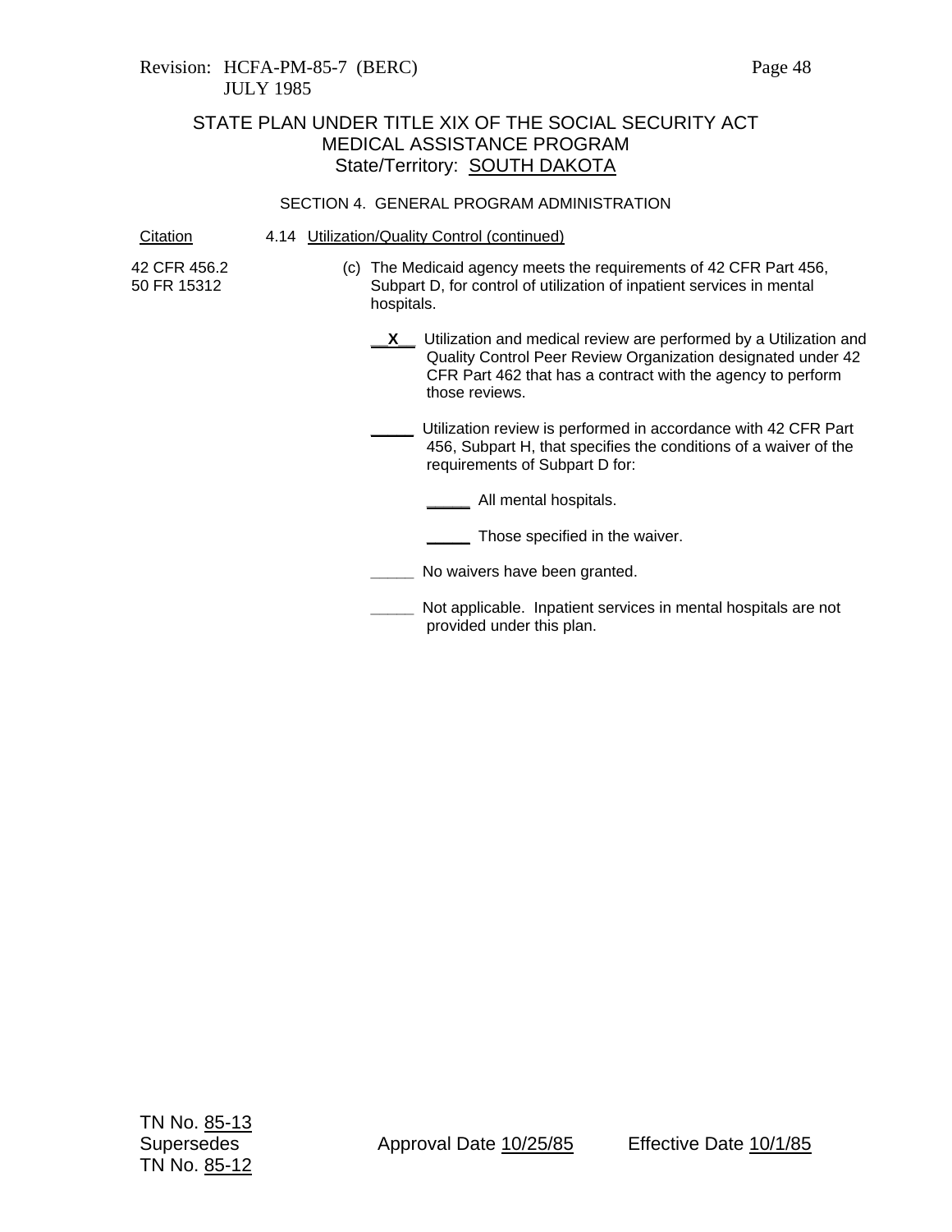Revision: HCFA-PM-85-7 (BERC)
JULY 1985

# STATE PLAN UNDER TITLE XIX OF THE SOCIAL SECURITY ACT
## MEDICAL ASSISTANCE PROGRAM
### State/Territory: SOUTH DAKOTA

SECTION 4. GENERAL PROGRAM ADMINISTRATION

| Citation | 4.14 Utilization/Quality Control (continued) |
|---|---|
| 42 CFR 456.2<br>50 FR 15312 | (c) The Medicaid agency meets the requirements of 42 CFR Part 456, Subpart D, for control of utilization of inpatient services in mental hospitals. |

__X__ Utilization and medical review are performed by a Utilization and Quality Control Peer Review Organization designated under 42 CFR Part 462 that has a contract with the agency to perform those reviews.

_____ Utilization review is performed in accordance with 42 CFR Part 456, Subpart H, that specifies the conditions of a waiver of the requirements of Subpart D for:

- _____ All mental hospitals.
- _____ Those specified in the waiver.

_____ No waivers have been granted.

_____ Not applicable. Inpatient services in mental hospitals are not provided under this plan.

TN No. 85-13
Supersedes
TN No. 85-12

Approval Date 10/25/85  Effective Date 10/1/85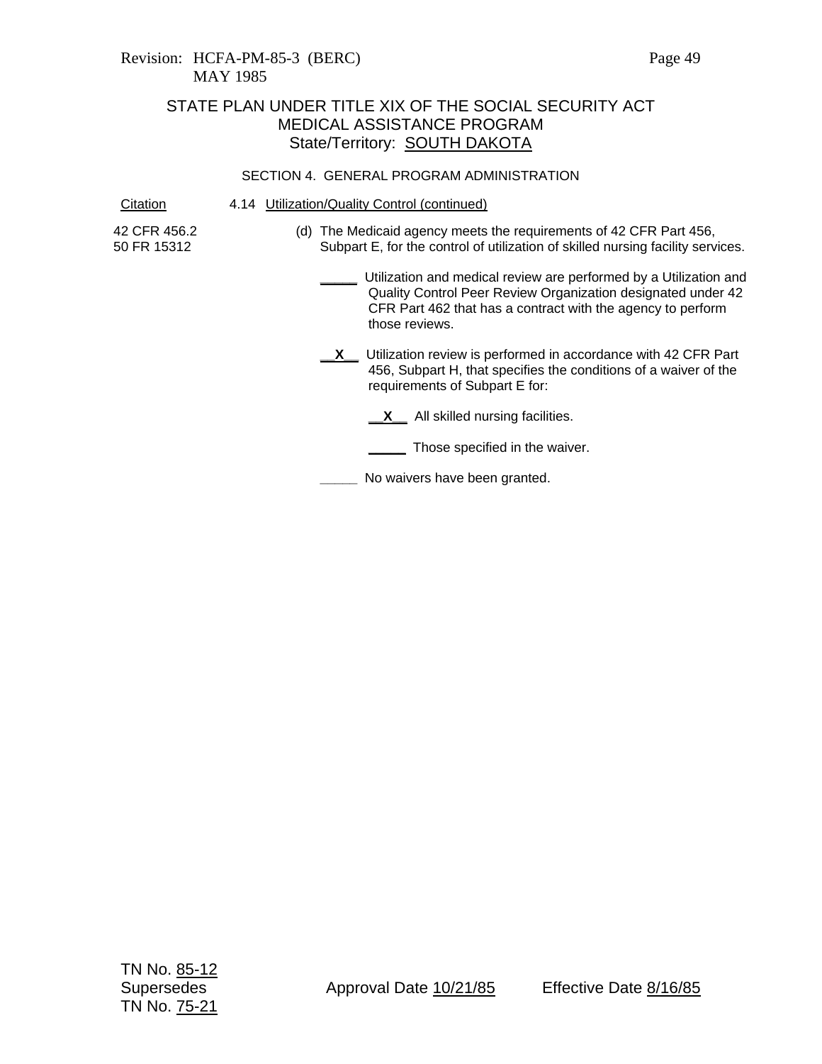Revision: HCFA-PM-85-3 (BERC)
MAY 1985

STATE PLAN UNDER TITLE XIX OF THE SOCIAL SECURITY ACT
MEDICAL ASSISTANCE PROGRAM
State/Territory: SOUTH DAKOTA

SECTION 4. GENERAL PROGRAM ADMINISTRATION

| Citation | 4.14 Utilization/Quality Control (continued) |
|---|---|
| 42 CFR 456.2<br>50 FR 15312 | (d) The Medicaid agency meets the requirements of 42 CFR Part 456, Subpart E, for the control of utilization of skilled nursing facility services. |

_____ Utilization and medical review are performed by a Utilization and Quality Control Peer Review Organization designated under 42 CFR Part 462 that has a contract with the agency to perform those reviews.

__X__ Utilization review is performed in accordance with 42 CFR Part 456, Subpart H, that specifies the conditions of a waiver of the requirements of Subpart E for:

- __X__ All skilled nursing facilities.
- _____ Those specified in the waiver.

_____ No waivers have been granted.

TN No. 85-12
Supersedes
TN No. 75-21

Approval Date 10/21/85

Effective Date 8/16/85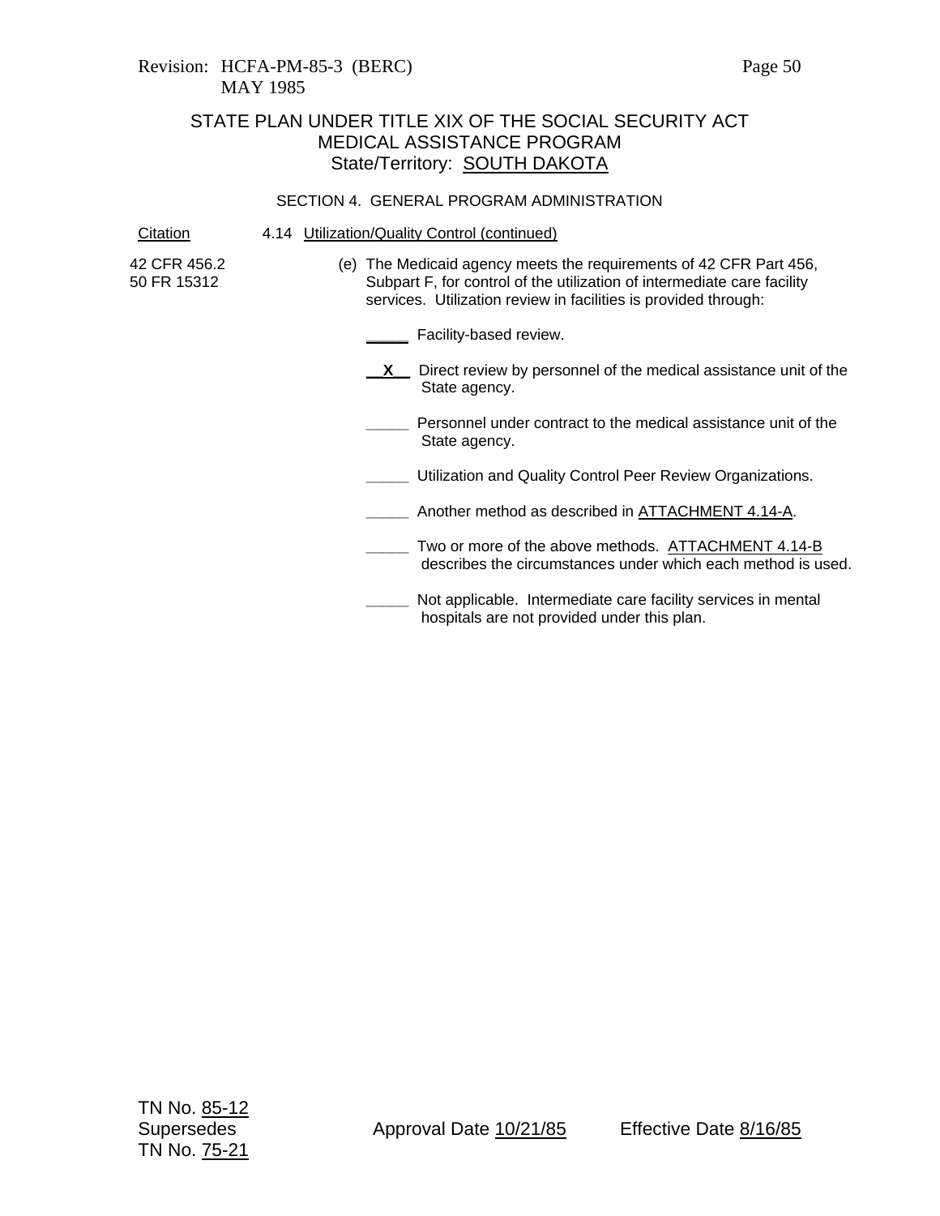Revision: HCFA-PM-85-3 (BERC)
MAY 1985

## STATE PLAN UNDER TITLE XIX OF THE SOCIAL SECURITY ACT
## MEDICAL ASSISTANCE PROGRAM
## State/Territory: SOUTH DAKOTA

### SECTION 4. GENERAL PROGRAM ADMINISTRATION

| Citation | 4.14 Utilization/Quality Control (continued) |
|---|---|
| 42 CFR 456.2<br>50 FR 15312 | (e) The Medicaid agency meets the requirements of 42 CFR Part 456, Subpart F, for control of the utilization of intermediate care facility services. Utilization review in facilities is provided through: |

_____ Facility-based review.

__X__ Direct review by personnel of the medical assistance unit of the State agency.

_____ Personnel under contract to the medical assistance unit of the State agency.

_____ Utilization and Quality Control Peer Review Organizations.

_____ Another method as described in ATTACHMENT 4.14-A.

_____ Two or more of the above methods. ATTACHMENT 4.14-B describes the circumstances under which each method is used.

_____ Not applicable. Intermediate care facility services in mental hospitals are not provided under this plan.

TN No. 85-12
Supersedes
TN No. 75-21

Approval Date 10/21/85    Effective Date 8/16/85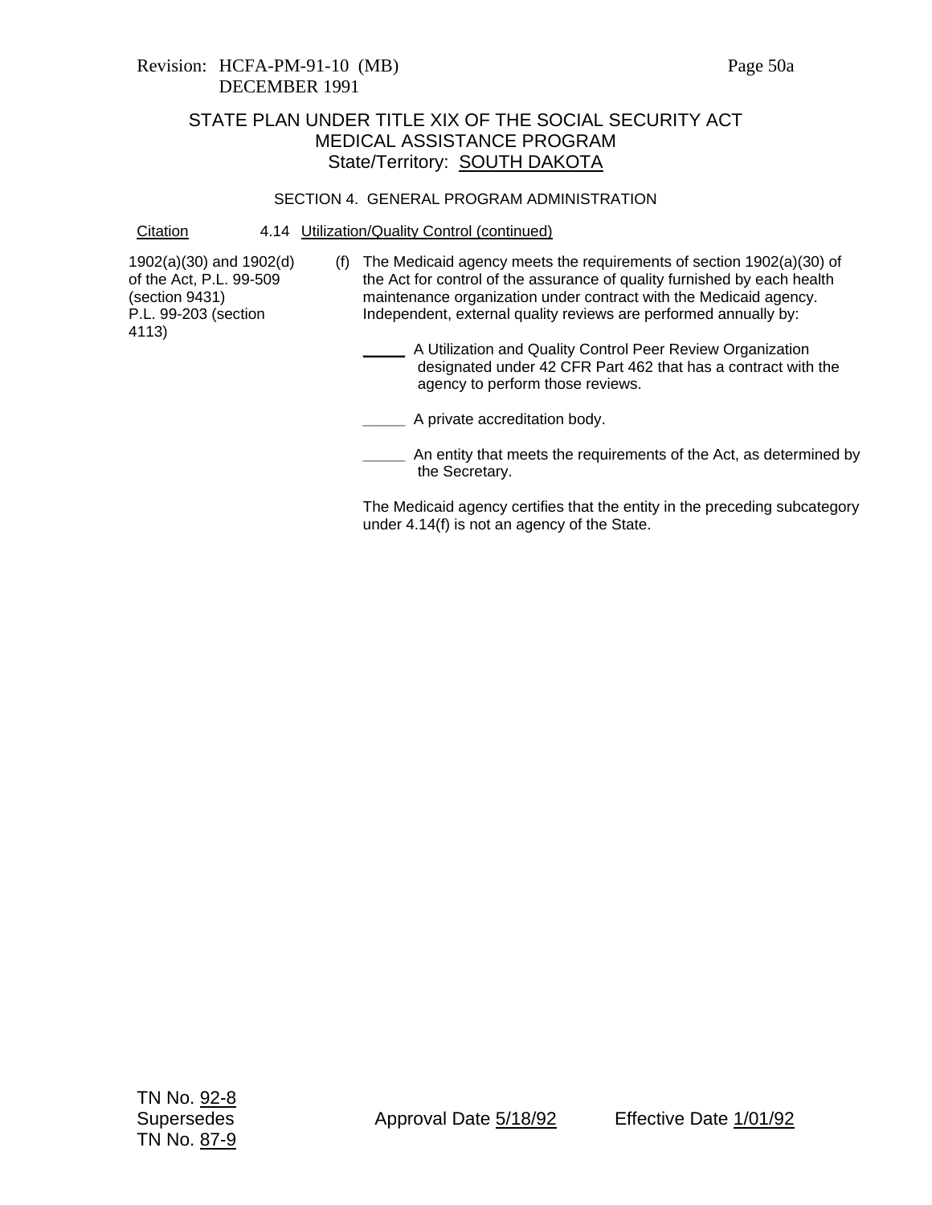Revision: HCFA-PM-91-10 (MB)
DECEMBER 1991

# STATE PLAN UNDER TITLE XIX OF THE SOCIAL SECURITY ACT
## MEDICAL ASSISTANCE PROGRAM
State/Territory: SOUTH DAKOTA

### SECTION 4. GENERAL PROGRAM ADMINISTRATION

| Citation | 4.14 Utilization/Quality Control (continued) |
|---|---|
| 1902(a)(30) and 1902(d) of the Act, P.L. 99-509 (section 9431) P.L. 99-203 (section 4113) | (f) The Medicaid agency meets the requirements of section 1902(a)(30) of the Act for control of the assurance of quality furnished by each health maintenance organization under contract with the Medicaid agency. Independent, external quality reviews are performed annually by: |

_____ A Utilization and Quality Control Peer Review Organization designated under 42 CFR Part 462 that has a contract with the agency to perform those reviews.

_____ A private accreditation body.

_____ An entity that meets the requirements of the Act, as determined by the Secretary.

The Medicaid agency certifies that the entity in the preceding subcategory under 4.14(f) is not an agency of the State.

TN No. 92-8
Supersedes
TN No. 87-9

Approval Date 5/18/92

Effective Date 1/01/92